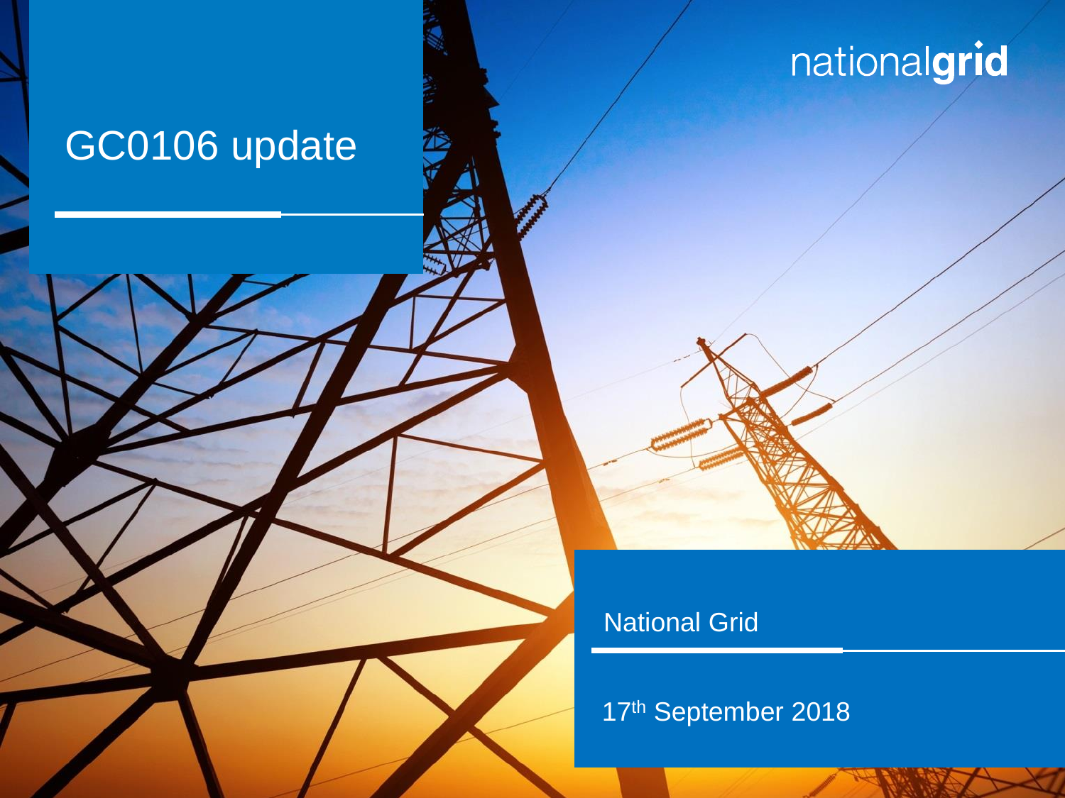# GC0106 update

nationalgrid

National Grid

17th September 2018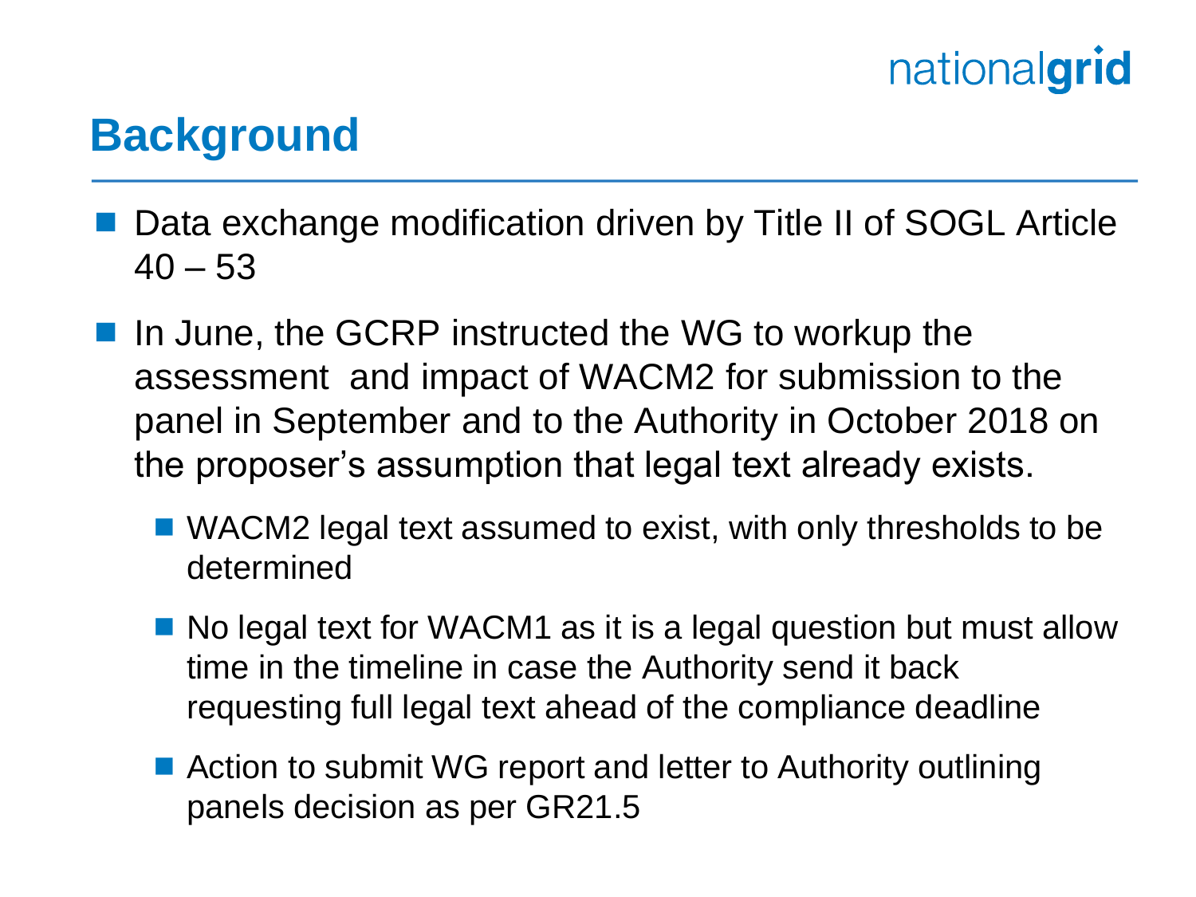## Background

- Data exchange modification driven by Title II of SOGL Article 40 – 53
- In June, the GCRP instructed the WG to workup the assessment  and impact of WACM2 for submission to the panel in September and to the Authority in October 2018 on the proposer's assumption that legal text already exists.
  - WACM2 legal text assumed to exist, with only thresholds to be determined
  - No legal text for WACM1 as it is a legal question but must allow time in the timeline in case the Authority send it back requesting full legal text ahead of the compliance deadline
  - Action to submit WG report and letter to Authority outlining panels decision as per GR21.5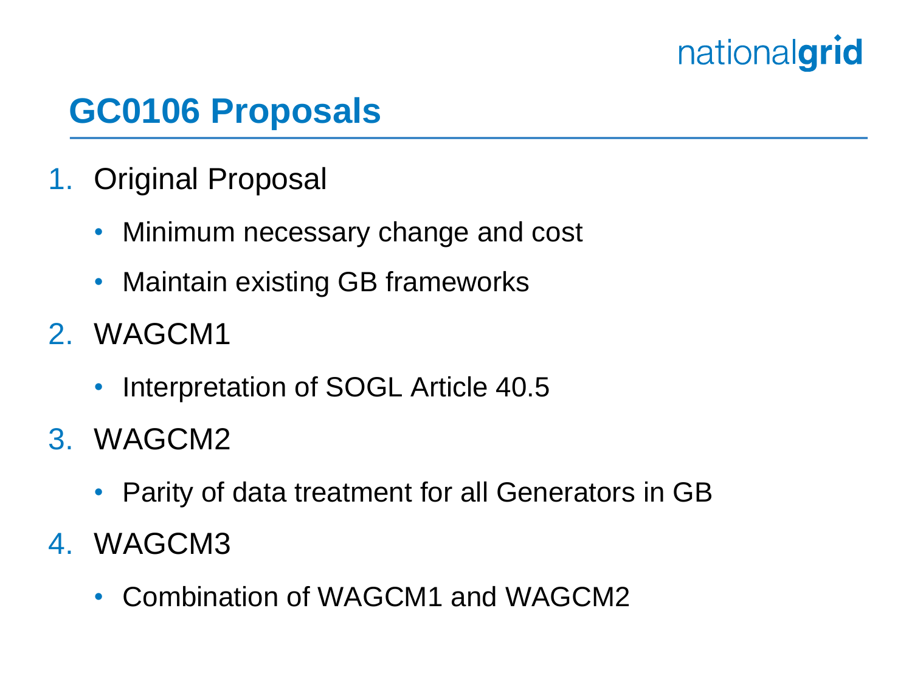# GC0106 Proposals

1. Original Proposal
   - Minimum necessary change and cost
   - Maintain existing GB frameworks
2. WAGCM1
   - Interpretation of SOGL Article 40.5
3. WAGCM2
   - Parity of data treatment for all Generators in GB
4. WAGCM3
   - Combination of WAGCM1 and WAGCM2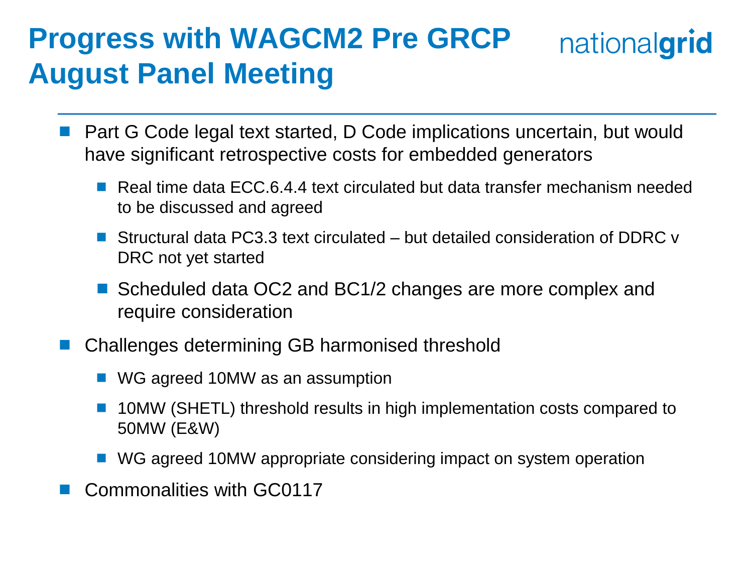# Progress with WAGCM2 Pre GRCP August Panel Meeting

nationalgrid

- Part G Code legal text started, D Code implications uncertain, but would have significant retrospective costs for embedded generators
  - Real time data ECC.6.4.4 text circulated but data transfer mechanism needed to be discussed and agreed
  - Structural data PC3.3 text circulated – but detailed consideration of DDRC v DRC not yet started
  - Scheduled data OC2 and BC1/2 changes are more complex and require consideration
- Challenges determining GB harmonised threshold
  - WG agreed 10MW as an assumption
  - 10MW (SHETL) threshold results in high implementation costs compared to 50MW (E&W)
  - WG agreed 10MW appropriate considering impact on system operation
- Commonalities with GC0117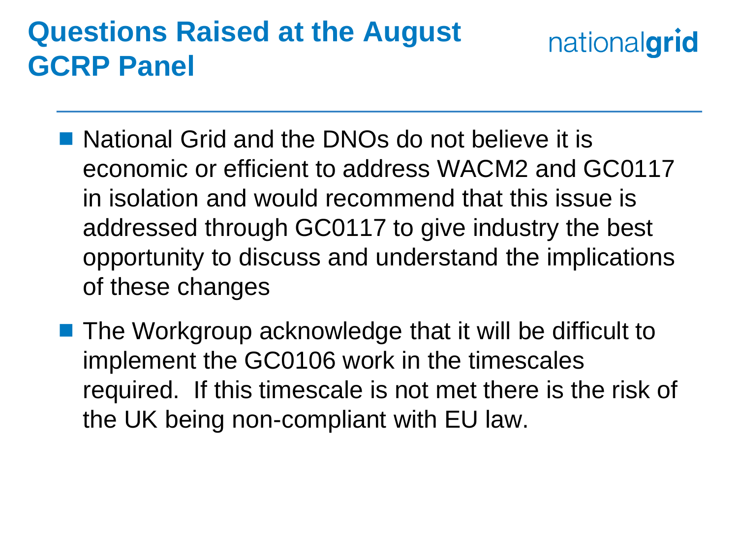# Questions Raised at the August GCRP Panel

- National Grid and the DNOs do not believe it is economic or efficient to address WACM2 and GC0117 in isolation and would recommend that this issue is addressed through GC0117 to give industry the best opportunity to discuss and understand the implications of these changes
- The Workgroup acknowledge that it will be difficult to implement the GC0106 work in the timescales required. If this timescale is not met there is the risk of the UK being non-compliant with EU law.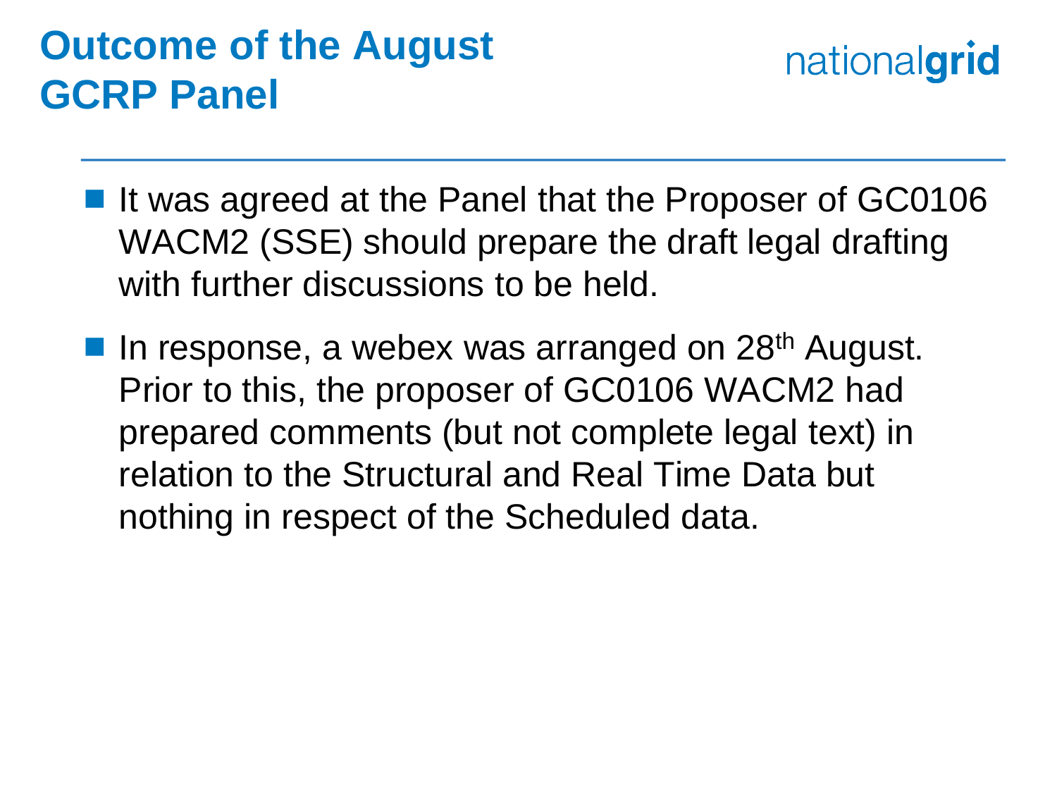# Outcome of the August GCRP Panel

- It was agreed at the Panel that the Proposer of GC0106 WACM2 (SSE) should prepare the draft legal drafting with further discussions to be held.
- In response, a webex was arranged on 28th August. Prior to this, the proposer of GC0106 WACM2 had prepared comments (but not complete legal text) in relation to the Structural and Real Time Data but nothing in respect of the Scheduled data.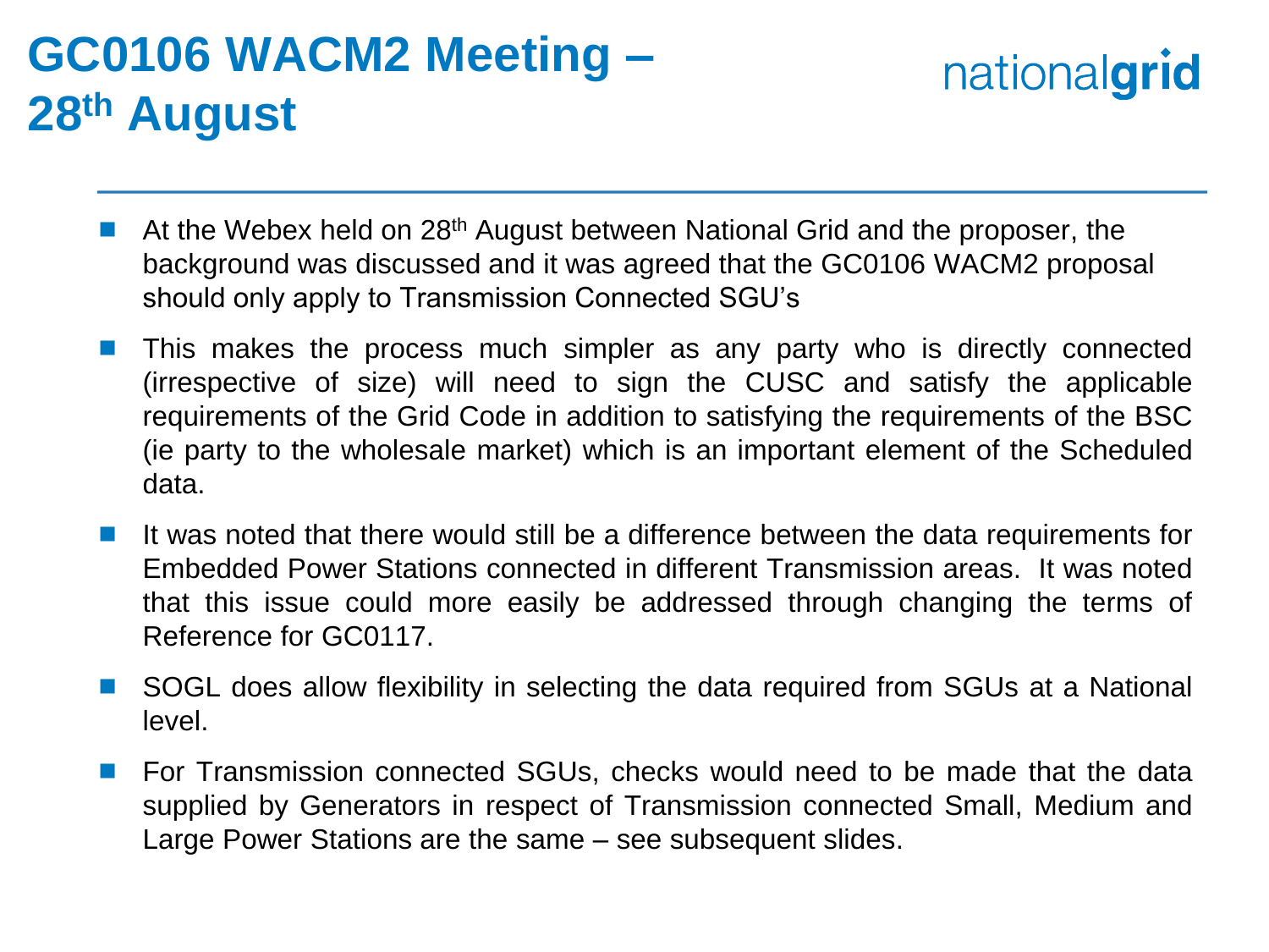# GC0106 WACM2 Meeting – 28th August

nationalgrid

- At the Webex held on 28th August between National Grid and the proposer, the background was discussed and it was agreed that the GC0106 WACM2 proposal should only apply to Transmission Connected SGU's
- This makes the process much simpler as any party who is directly connected (irrespective of size) will need to sign the CUSC and satisfy the applicable requirements of the Grid Code in addition to satisfying the requirements of the BSC (ie party to the wholesale market) which is an important element of the Scheduled data.
- It was noted that there would still be a difference between the data requirements for Embedded Power Stations connected in different Transmission areas. It was noted that this issue could more easily be addressed through changing the terms of Reference for GC0117.
- SOGL does allow flexibility in selecting the data required from SGUs at a National level.
- For Transmission connected SGUs, checks would need to be made that the data supplied by Generators in respect of Transmission connected Small, Medium and Large Power Stations are the same – see subsequent slides.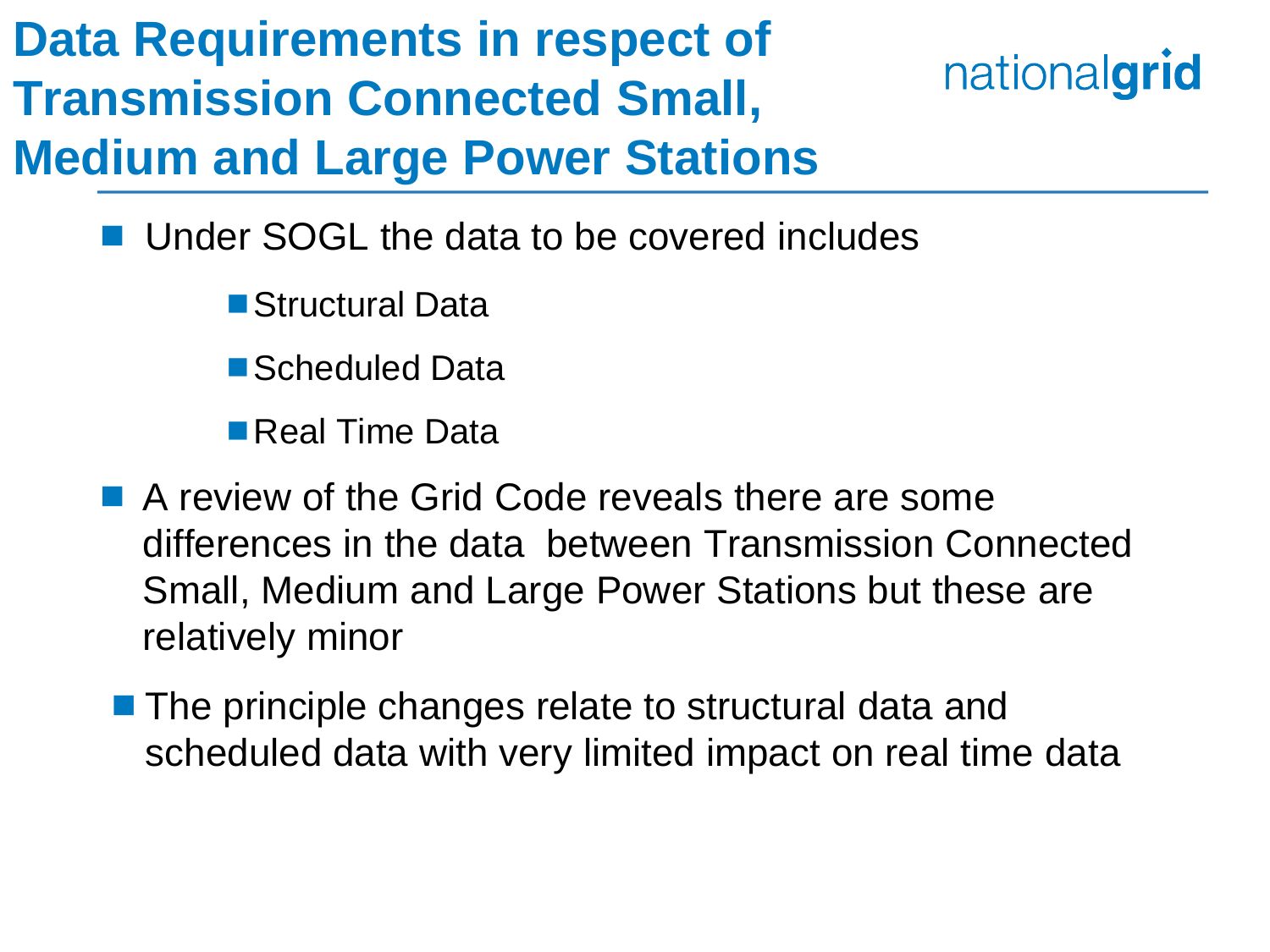# Data Requirements in respect of Transmission Connected Small, Medium and Large Power Stations

- Under SOGL the data to be covered includes
  - Structural Data
  - Scheduled Data
  - Real Time Data
- A review of the Grid Code reveals there are some differences in the data between Transmission Connected Small, Medium and Large Power Stations but these are relatively minor
- The principle changes relate to structural data and scheduled data with very limited impact on real time data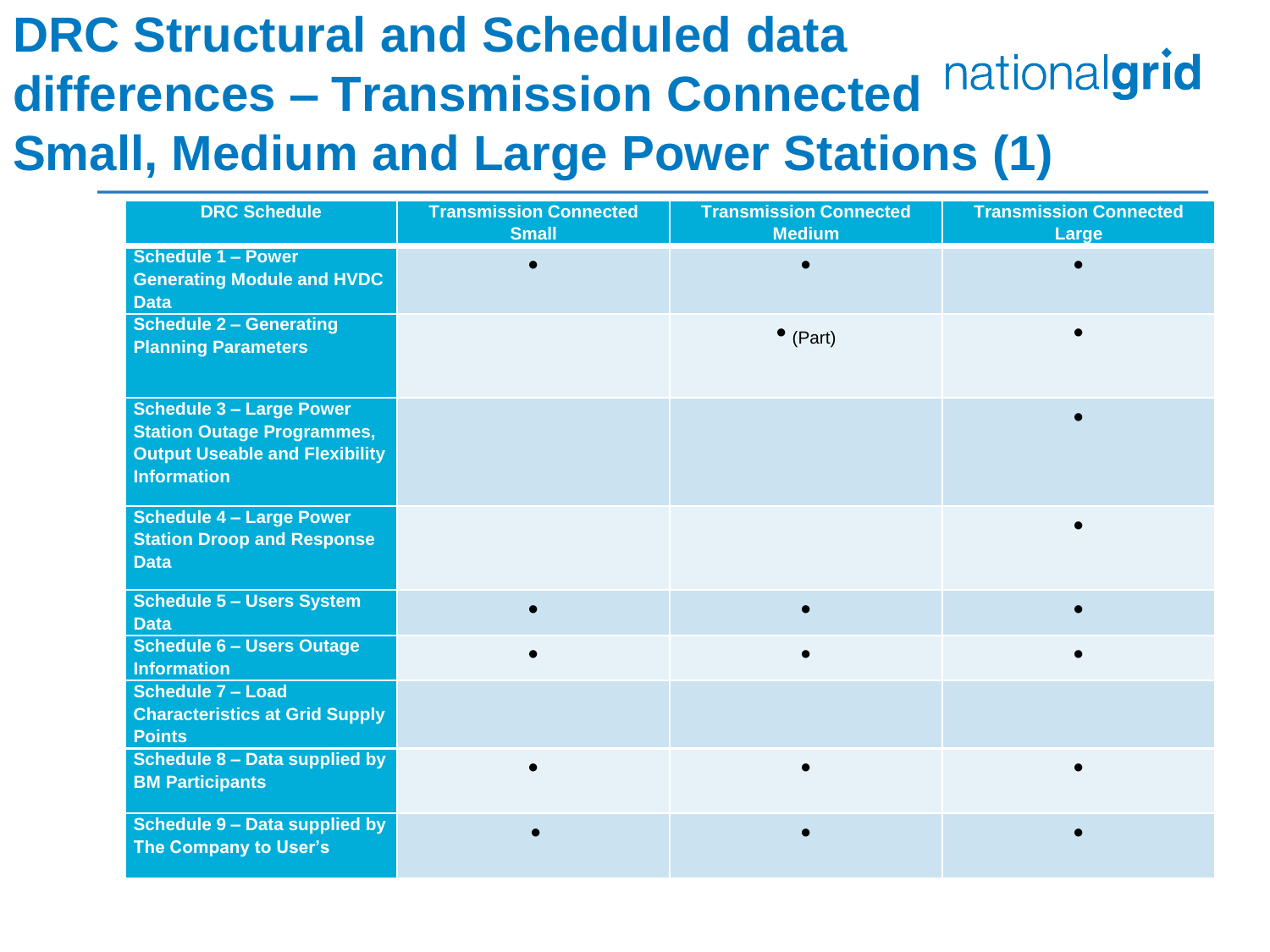# DRC Structural and Scheduled data differences – Transmission Connected Small, Medium and Large Power Stations (1)

| DRC Schedule | Transmission Connected Small | Transmission Connected Medium | Transmission Connected Large |
|---|---|---|---|
| **Schedule 1 – Power Generating Module and HVDC Data** | • | • | • |
| **Schedule 2 – Generating Planning Parameters** | | • (Part) | • |
| **Schedule 3 – Large Power Station Outage Programmes, Output Useable and Flexibility Information** | | | • |
| **Schedule 4 – Large Power Station Droop and Response Data** | | | • |
| **Schedule 5 – Users System Data** | • | • | • |
| **Schedule 6 – Users Outage Information** | • | • | • |
| **Schedule 7 – Load Characteristics at Grid Supply Points** | | | |
| **Schedule 8 – Data supplied by BM Participants** | • | • | • |
| **Schedule 9 – Data supplied by The Company to User's** | • | • | • |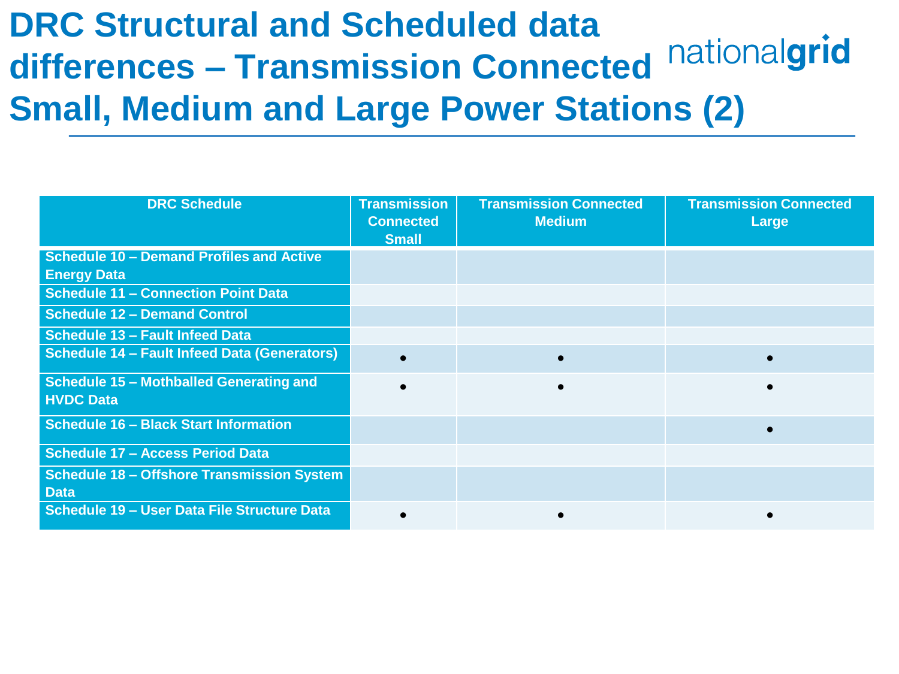# DRC Structural and Scheduled data differences – Transmission Connected Small, Medium and Large Power Stations (2)

| DRC Schedule | Transmission Connected Small | Transmission Connected Medium | Transmission Connected Large |
|---|---|---|---|
| **Schedule 10 – Demand Profiles and Active Energy Data** | | | |
| **Schedule 11 – Connection Point Data** | | | |
| **Schedule 12 – Demand Control** | | | |
| **Schedule 13 – Fault Infeed Data** | | | |
| **Schedule 14 – Fault Infeed Data (Generators)** | • | • | • |
| **Schedule 15 – Mothballed Generating and HVDC Data** | • | • | • |
| **Schedule 16 – Black Start Information** | | | • |
| **Schedule 17 – Access Period Data** | | | |
| **Schedule 18 – Offshore Transmission System Data** | | | |
| **Schedule 19 – User Data File Structure Data** | • | • | • |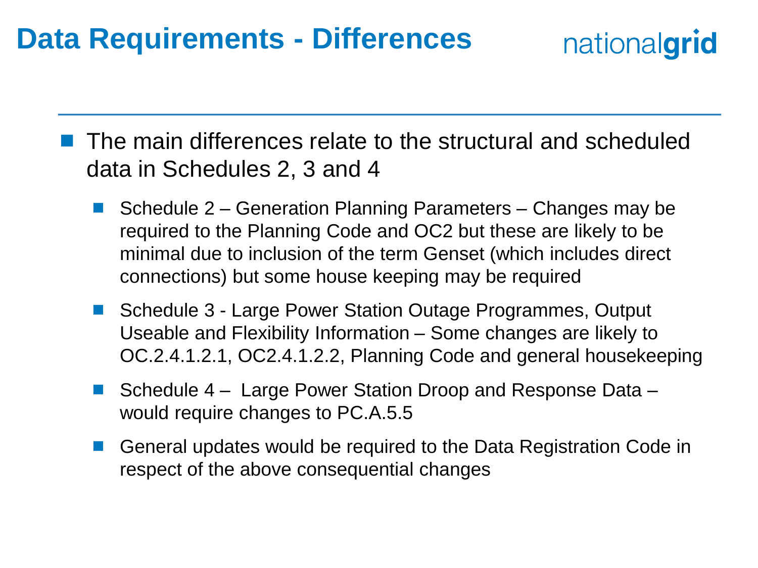# Data Requirements - Differences

- The main differences relate to the structural and scheduled data in Schedules 2, 3 and 4
  - Schedule 2 – Generation Planning Parameters – Changes may be required to the Planning Code and OC2 but these are likely to be minimal due to inclusion of the term Genset (which includes direct connections) but some house keeping may be required
  - Schedule 3 - Large Power Station Outage Programmes, Output Useable and Flexibility Information – Some changes are likely to OC.2.4.1.2.1, OC2.4.1.2.2, Planning Code and general housekeeping
  - Schedule 4 – Large Power Station Droop and Response Data – would require changes to PC.A.5.5
  - General updates would be required to the Data Registration Code in respect of the above consequential changes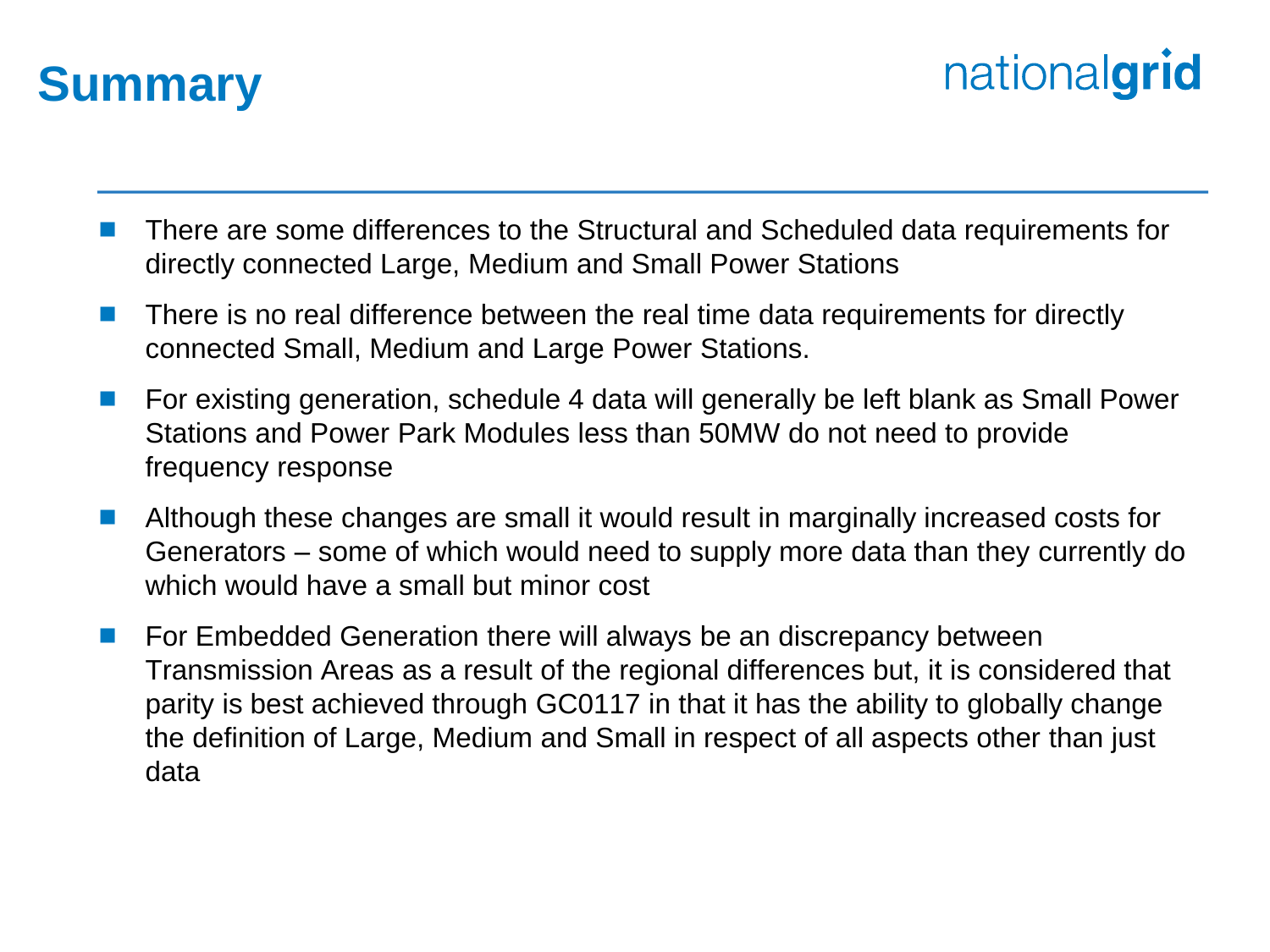# Summary

- There are some differences to the Structural and Scheduled data requirements for directly connected Large, Medium and Small Power Stations
- There is no real difference between the real time data requirements for directly connected Small, Medium and Large Power Stations.
- For existing generation, schedule 4 data will generally be left blank as Small Power Stations and Power Park Modules less than 50MW do not need to provide frequency response
- Although these changes are small it would result in marginally increased costs for Generators – some of which would need to supply more data than they currently do which would have a small but minor cost
- For Embedded Generation there will always be an discrepancy between Transmission Areas as a result of the regional differences but, it is considered that parity is best achieved through GC0117 in that it has the ability to globally change the definition of Large, Medium and Small in respect of all aspects other than just data